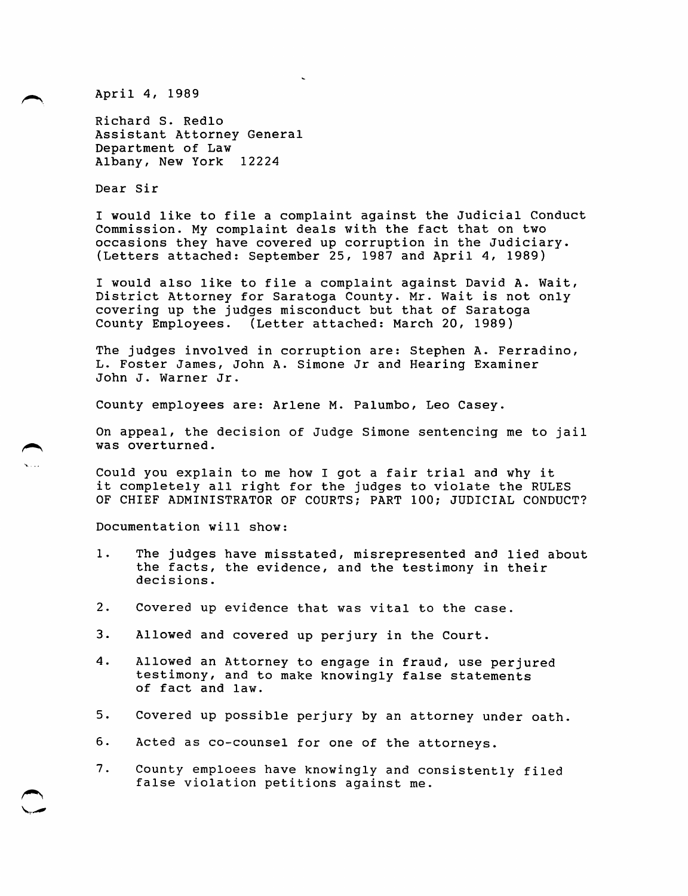April 4, 1989

Richard S. Redlo
Assistant Attorney General
Department of Law
Albany, New York 12224

Dear Sir

I would like to file a complaint against the Judicial Conduct Commission. My complaint deals with the fact that on two occasions they have covered up corruption in the Judiciary. (Letters attached: September 25, 1987 and April 4, 1989)

I would also like to file a complaint against David A. Wait, District Attorney for Saratoga County. Mr. Wait is not only covering up the judges misconduct but that of Saratoga County Employees. (Letter attached: March 20, 1989)

The judges involved in corruption are: Stephen A. Ferradino, L. Foster James, John A. Simone Jr and Hearing Examiner John J. Warner Jr.

County employees are: Arlene M. Palumbo, Leo Casey.

On appeal, the decision of Judge Simone sentencing me to jail was overturned.

Could you explain to me how I got a fair trial and why it it completely all right for the judges to violate the RULES OF CHIEF ADMINISTRATOR OF COURTS; PART 100; JUDICIAL CONDUCT?

Documentation will show:

1. The judges have misstated, misrepresented and lied about the facts, the evidence, and the testimony in their decisions.

2. Covered up evidence that was vital to the case.

3. Allowed and covered up perjury in the Court.

4. Allowed an Attorney to engage in fraud, use perjured testimony, and to make knowingly false statements of fact and law.

5. Covered up possible perjury by an attorney under oath.

6. Acted as co-counsel for one of the attorneys.

7. County emploees have knowingly and consistently filed false violation petitions against me.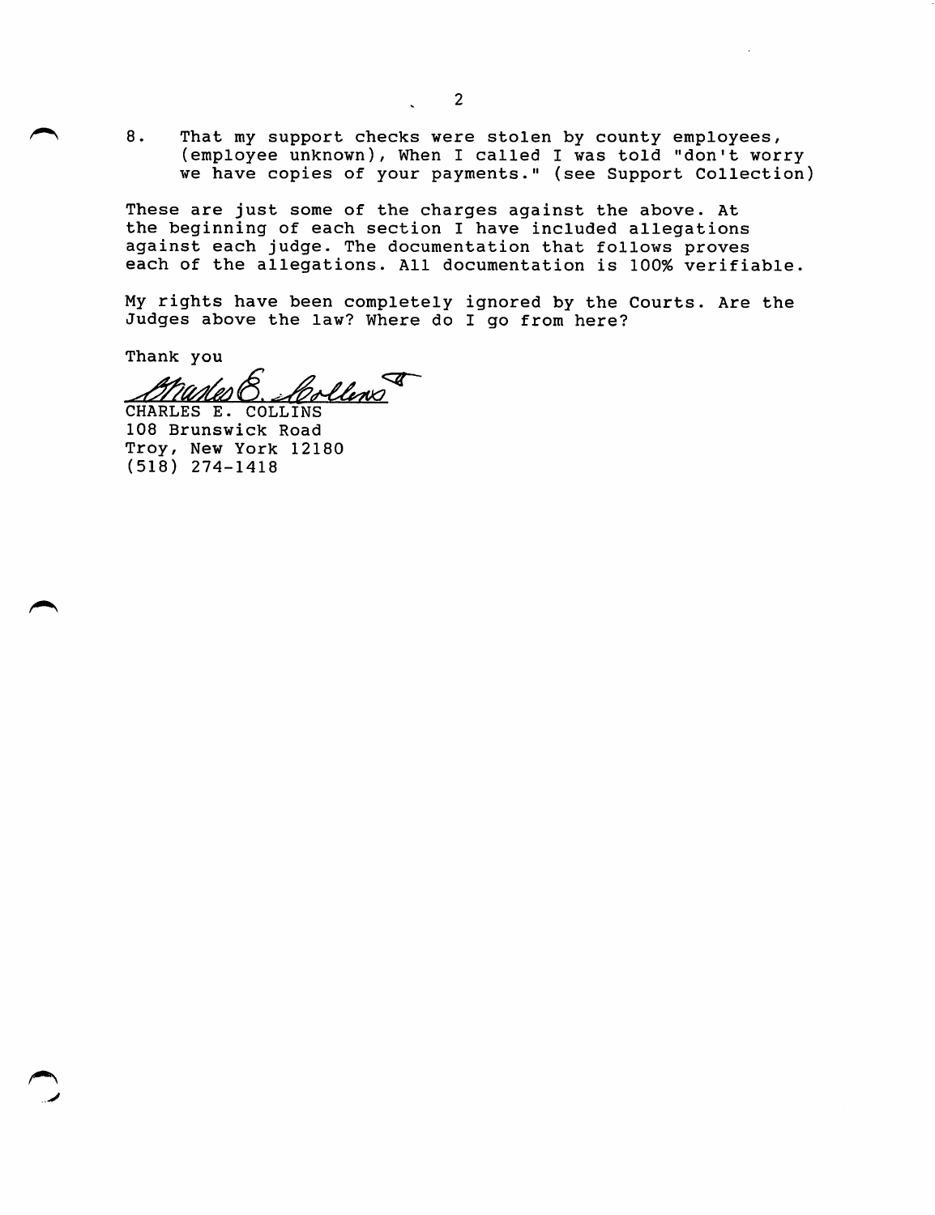8. That my support checks were stolen by county employees, (employee unknown), When I called I was told "don't worry we have copies of your payments." (see Support Collection)

These are just some of the charges against the above. At the beginning of each section I have included allegations against each judge. The documentation that follows proves each of the allegations. All documentation is 100% verifiable.

My rights have been completely ignored by the Courts. Are the Judges above the law? Where do I go from here?

Thank you

Charles E. Collins

CHARLES E. COLLINS
108 Brunswick Road
Troy, New York 12180
(518) 274-1418